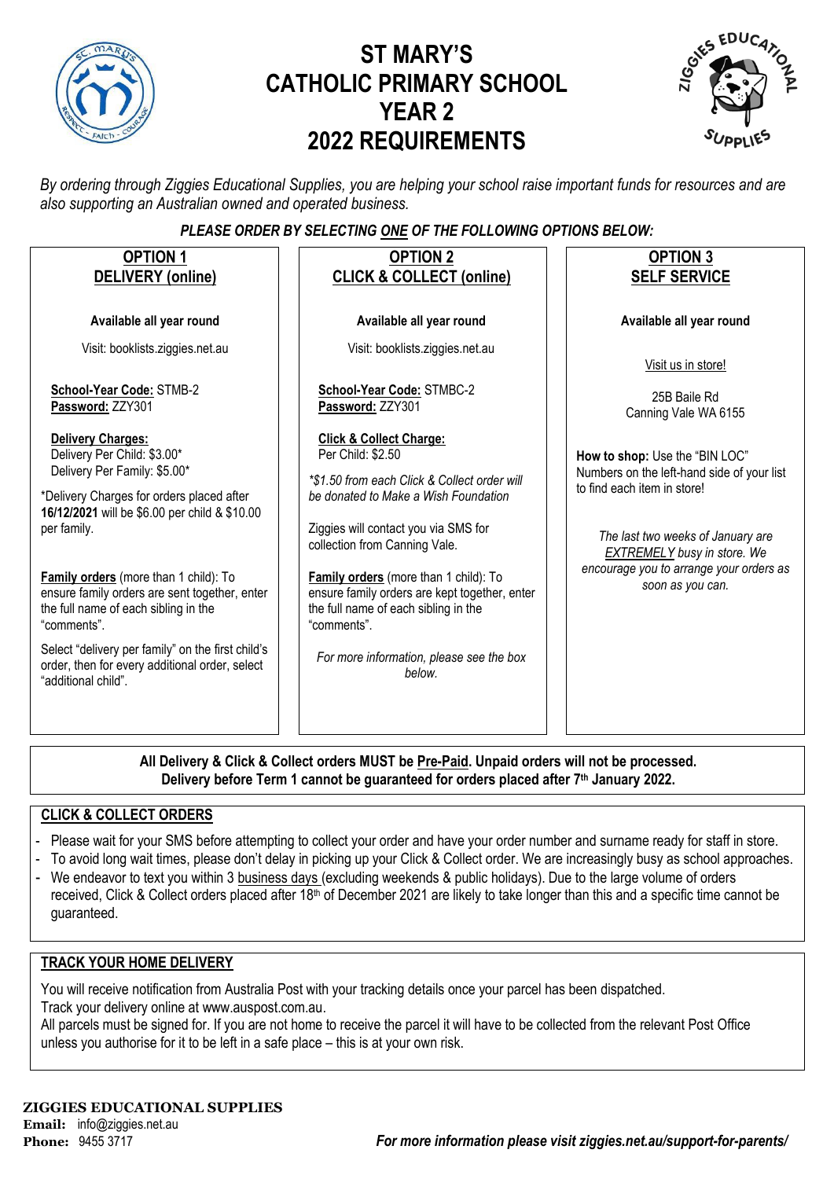# ST MARY'S CATHOLIC PRIMARY SCHOOL YEAR 2 2022 REQUIREMENTS

*By ordering through Ziggies Educational Supplies, you are helping your school raise important funds for resources and are also supporting an Australian owned and operated business.*

***PLEASE ORDER BY SELECTING ONE OF THE FOLLOWING OPTIONS BELOW:***

## OPTION 1 DELIVERY (online)

**Available all year round**

Visit: booklists.ziggies.net.au

**School-Year Code:** STMB-2
**Password:** ZZY301

**Delivery Charges:**
Delivery Per Child: $3.00*
Delivery Per Family: $5.00*

*Delivery Charges for orders placed after **16/12/2021** will be $6.00 per child & $10.00 per family.

**Family orders** (more than 1 child): To ensure family orders are sent together, enter the full name of each sibling in the "comments".

Select "delivery per family" on the first child's order, then for every additional order, select "additional child".

## OPTION 2 CLICK & COLLECT (online)

**Available all year round**

Visit: booklists.ziggies.net.au

**School-Year Code:** STMBC-2
**Password:** ZZY301

**Click & Collect Charge:**
Per Child: $2.50

*\*$1.50 from each Click & Collect order will be donated to Make a Wish Foundation*

Ziggies will contact you via SMS for collection from Canning Vale.

**Family orders** (more than 1 child): To ensure family orders are kept together, enter the full name of each sibling in the "comments".

*For more information, please see the box below.*

## OPTION 3 SELF SERVICE

**Available all year round**

Visit us in store!

25B Baile Rd
Canning Vale WA 6155

**How to shop:** Use the "BIN LOC" Numbers on the left-hand side of your list to find each item in store!

*The last two weeks of January are EXTREMELY busy in store. We encourage you to arrange your orders as soon as you can.*

**All Delivery & Click & Collect orders MUST be Pre-Paid. Unpaid orders will not be processed.**
**Delivery before Term 1 cannot be guaranteed for orders placed after 7th January 2022.**

## CLICK & COLLECT ORDERS

- Please wait for your SMS before attempting to collect your order and have your order number and surname ready for staff in store.
- To avoid long wait times, please don't delay in picking up your Click & Collect order. We are increasingly busy as school approaches.
- We endeavor to text you within 3 business days (excluding weekends & public holidays). Due to the large volume of orders received, Click & Collect orders placed after 18th of December 2021 are likely to take longer than this and a specific time cannot be guaranteed.

## TRACK YOUR HOME DELIVERY

You will receive notification from Australia Post with your tracking details once your parcel has been dispatched.
Track your delivery online at www.auspost.com.au.
All parcels must be signed for. If you are not home to receive the parcel it will have to be collected from the relevant Post Office unless you authorise for it to be left in a safe place – this is at your own risk.

**ZIGGIES EDUCATIONAL SUPPLIES**
**Email:** info@ziggies.net.au
**Phone:** 9455 3717

***For more information please visit ziggies.net.au/support-for-parents/***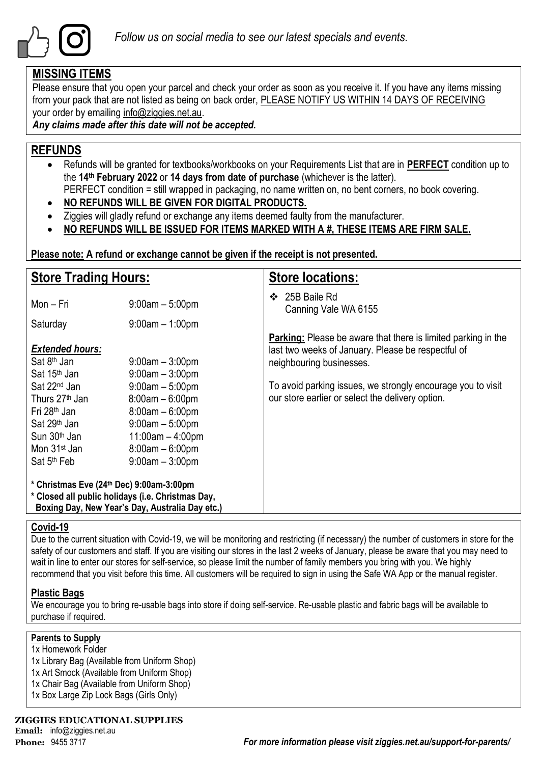*Follow us on social media to see our latest specials and events.*

## MISSING ITEMS

Please ensure that you open your parcel and check your order as soon as you receive it. If you have any items missing from your pack that are not listed as being on back order, PLEASE NOTIFY US WITHIN 14 DAYS OF RECEIVING your order by emailing info@ziggies.net.au.

***Any claims made after this date will not be accepted.***

## REFUNDS

- Refunds will be granted for textbooks/workbooks on your Requirements List that are in **PERFECT** condition up to the **14th February 2022** or **14 days from date of purchase** (whichever is the latter). PERFECT condition = still wrapped in packaging, no name written on, no bent corners, no book covering.
- **NO REFUNDS WILL BE GIVEN FOR DIGITAL PRODUCTS.**
- Ziggies will gladly refund or exchange any items deemed faulty from the manufacturer.
- **NO REFUNDS WILL BE ISSUED FOR ITEMS MARKED WITH A #, THESE ITEMS ARE FIRM SALE.**

**Please note: A refund or exchange cannot be given if the receipt is not presented.**

## Store Trading Hours:

| | |
|---|---|
| Mon – Fri | 9:00am – 5:00pm |
| Saturday | 9:00am – 1:00pm |

***Extended hours:***

| | |
|---|---|
| Sat 8th Jan | 9:00am – 3:00pm |
| Sat 15th Jan | 9:00am – 3:00pm |
| Sat 22nd Jan | 9:00am – 5:00pm |
| Thurs 27th Jan | 8:00am – 6:00pm |
| Fri 28th Jan | 8:00am – 6:00pm |
| Sat 29th Jan | 9:00am – 5:00pm |
| Sun 30th Jan | 11:00am – 4:00pm |
| Mon 31st Jan | 8:00am – 6:00pm |
| Sat 5th Feb | 9:00am – 3:00pm |

**\* Christmas Eve (24th Dec) 9:00am-3:00pm**
**\* Closed all public holidays (i.e. Christmas Day, Boxing Day, New Year's Day, Australia Day etc.)**

## Store locations:

- 25B Baile Rd
  Canning Vale WA 6155

**Parking:** Please be aware that there is limited parking in the last two weeks of January. Please be respectful of neighbouring businesses.

To avoid parking issues, we strongly encourage you to visit our store earlier or select the delivery option.

### Covid-19

Due to the current situation with Covid-19, we will be monitoring and restricting (if necessary) the number of customers in store for the safety of our customers and staff. If you are visiting our stores in the last 2 weeks of January, please be aware that you may need to wait in line to enter our stores for self-service, so please limit the number of family members you bring with you. We highly recommend that you visit before this time. All customers will be required to sign in using the Safe WA App or the manual register.

### Plastic Bags

We encourage you to bring re-usable bags into store if doing self-service. Re-usable plastic and fabric bags will be available to purchase if required.

### Parents to Supply

1x Homework Folder
1x Library Bag (Available from Uniform Shop)
1x Art Smock (Available from Uniform Shop)
1x Chair Bag (Available from Uniform Shop)
1x Box Large Zip Lock Bags (Girls Only)

**ZIGGIES EDUCATIONAL SUPPLIES**
**Email:** info@ziggies.net.au
**Phone:** 9455 3717

***For more information please visit ziggies.net.au/support-for-parents/***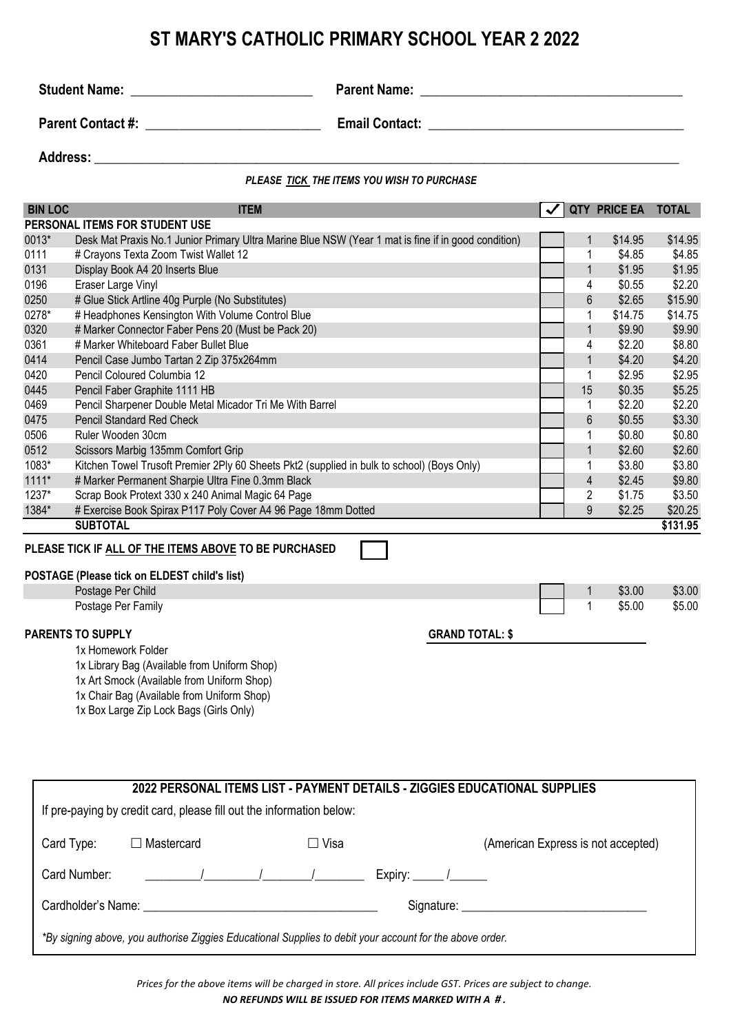# ST MARY'S CATHOLIC PRIMARY SCHOOL YEAR 2 2022

**Student Name:** ___________________________ **Parent Name:** _______________________________________

**Parent Contact #:** __________________________ **Email Contact:** _____________________________________

**Address:** ___________________________________________________________________________________

*PLEASE TICK THE ITEMS YOU WISH TO PURCHASE*

| BIN LOC | ITEM | ✓ | QTY | PRICE EA | TOTAL |
|---|---|---|---|---|---|
| **PERSONAL ITEMS FOR STUDENT USE** | | | | | |
| 0013* | Desk Mat Praxis No.1 Junior Primary Ultra Marine Blue NSW (Year 1 mat is fine if in good condition) | | 1 | $14.95 | $14.95 |
| 0111 | # Crayons Texta Zoom Twist Wallet 12 | | 1 | $4.85 | $4.85 |
| 0131 | Display Book A4 20 Inserts Blue | | 1 | $1.95 | $1.95 |
| 0196 | Eraser Large Vinyl | | 4 | $0.55 | $2.20 |
| 0250 | # Glue Stick Artline 40g Purple (No Substitutes) | | 6 | $2.65 | $15.90 |
| 0278* | # Headphones Kensington With Volume Control Blue | | 1 | $14.75 | $14.75 |
| 0320 | # Marker Connector Faber Pens 20 (Must be Pack 20) | | 1 | $9.90 | $9.90 |
| 0361 | # Marker Whiteboard Faber Bullet Blue | | 4 | $2.20 | $8.80 |
| 0414 | Pencil Case Jumbo Tartan 2 Zip 375x264mm | | 1 | $4.20 | $4.20 |
| 0420 | Pencil Coloured Columbia 12 | | 1 | $2.95 | $2.95 |
| 0445 | Pencil Faber Graphite 1111 HB | | 15 | $0.35 | $5.25 |
| 0469 | Pencil Sharpener Double Metal Micador Tri Me With Barrel | | 1 | $2.20 | $2.20 |
| 0475 | Pencil Standard Red Check | | 6 | $0.55 | $3.30 |
| 0506 | Ruler Wooden 30cm | | 1 | $0.80 | $0.80 |
| 0512 | Scissors Marbig 135mm Comfort Grip | | 1 | $2.60 | $2.60 |
| 1083* | Kitchen Towel Trusoft Premier 2Ply 60 Sheets Pkt2 (supplied in bulk to school) (Boys Only) | | 1 | $3.80 | $3.80 |
| 1111* | # Marker Permanent Sharpie Ultra Fine 0.3mm Black | | 4 | $2.45 | $9.80 |
| 1237* | Scrap Book Protext 330 x 240 Animal Magic 64 Page | | 2 | $1.75 | $3.50 |
| 1384* | # Exercise Book Spirax P117 Poly Cover A4 96 Page 18mm Dotted | | 9 | $2.25 | $20.25 |
| | **SUBTOTAL** | | | | **$131.95** |

**PLEASE TICK IF ALL OF THE ITEMS ABOVE TO BE PURCHASED** ☐

**POSTAGE (Please tick on ELDEST child's list)**

| | ITEM | ✓ | QTY | PRICE EA | TOTAL |
|---|---|---|---|---|---|
| | Postage Per Child | | 1 | $3.00 | $3.00 |
| | Postage Per Family | | 1 | $5.00 | $5.00 |

**PARENTS TO SUPPLY**

- 1x Homework Folder
- 1x Library Bag (Available from Uniform Shop)
- 1x Art Smock (Available from Uniform Shop)
- 1x Chair Bag (Available from Uniform Shop)
- 1x Box Large Zip Lock Bags (Girls Only)

**GRAND TOTAL: $** ____________

**2022 PERSONAL ITEMS LIST - PAYMENT DETAILS - ZIGGIES EDUCATIONAL SUPPLIES**

If pre-paying by credit card, please fill out the information below:

Card Type: ☐ Mastercard ☐ Visa (American Express is not accepted)

Card Number: _________/_________/________/________ Expiry: _____ /______

Cardholder's Name: ______________________________________ Signature: ______________________________

*\*By signing above, you authorise Ziggies Educational Supplies to debit your account for the above order.*

*Prices for the above items will be charged in store. All prices include GST. Prices are subject to change.*

***NO REFUNDS WILL BE ISSUED FOR ITEMS MARKED WITH A #.***